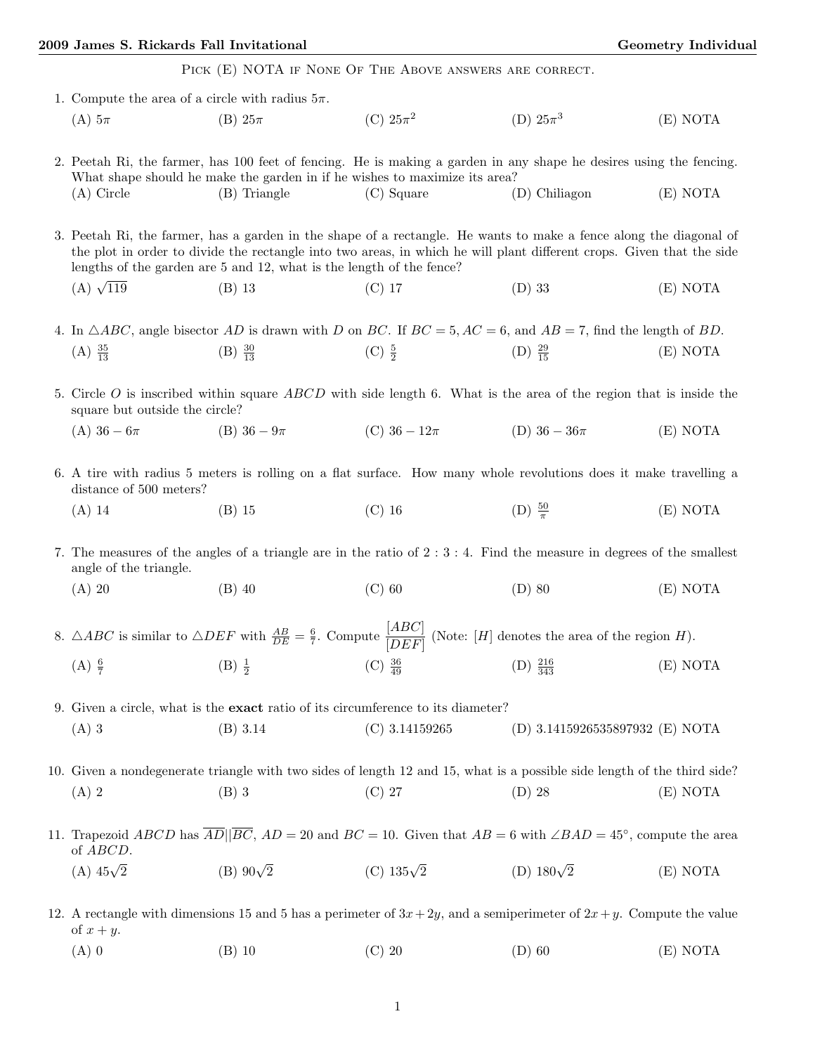Pick (E) NOTA if None Of The Above answers are correct.

1. Compute the area of a circle with radius $5\pi$.

   (A) $5\pi$ (B) $25\pi$ (C) $25\pi^2$ (D) $25\pi^3$ (E) NOTA

2. Peetah Ri, the farmer, has 100 feet of fencing. He is making a garden in any shape he desires using the fencing. What shape should he make the garden in if he wishes to maximize its area?

   (A) Circle (B) Triangle (C) Square (D) Chiliagon (E) NOTA

3. Peetah Ri, the farmer, has a garden in the shape of a rectangle. He wants to make a fence along the diagonal of the plot in order to divide the rectangle into two areas, in which he will plant different crops. Given that the side lengths of the garden are 5 and 12, what is the length of the fence?

   (A) $\sqrt{119}$ (B) 13 (C) 17 (D) 33 (E) NOTA

4. In $\triangle ABC$, angle bisector $AD$ is drawn with $D$ on $BC$. If $BC = 5, AC = 6$, and $AB = 7$, find the length of $BD$.

   (A) $\frac{35}{13}$ (B) $\frac{30}{13}$ (C) $\frac{5}{2}$ (D) $\frac{29}{15}$ (E) NOTA

5. Circle $O$ is inscribed within square $ABCD$ with side length 6. What is the area of the region that is inside the square but outside the circle?

   (A) $36 - 6\pi$ (B) $36 - 9\pi$ (C) $36 - 12\pi$ (D) $36 - 36\pi$ (E) NOTA

6. A tire with radius 5 meters is rolling on a flat surface. How many whole revolutions does it make travelling a distance of 500 meters?

   (A) 14 (B) 15 (C) 16 (D) $\frac{50}{\pi}$ (E) NOTA

7. The measures of the angles of a triangle are in the ratio of 2 : 3 : 4. Find the measure in degrees of the smallest angle of the triangle.

   (A) 20 (B) 40 (C) 60 (D) 80 (E) NOTA

8. $\triangle ABC$ is similar to $\triangle DEF$ with $\frac{AB}{DE} = \frac{6}{7}$. Compute $\dfrac{[ABC]}{[DEF]}$ (Note: $[H]$ denotes the area of the region $H$).

   (A) $\frac{6}{7}$ (B) $\frac{1}{2}$ (C) $\frac{36}{49}$ (D) $\frac{216}{343}$ (E) NOTA

9. Given a circle, what is the **exact** ratio of its circumference to its diameter?

   (A) 3 (B) 3.14 (C) 3.14159265 (D) 3.1415926535897932 (E) NOTA

10. Given a nondegenerate triangle with two sides of length 12 and 15, what is a possible side length of the third side?

    (A) 2 (B) 3 (C) 27 (D) 28 (E) NOTA

11. Trapezoid $ABCD$ has $\overline{AD} || \overline{BC}$, $AD = 20$ and $BC = 10$. Given that $AB = 6$ with $\angle BAD = 45^\circ$, compute the area of $ABCD$.

    (A) $45\sqrt{2}$ (B) $90\sqrt{2}$ (C) $135\sqrt{2}$ (D) $180\sqrt{2}$ (E) NOTA

12. A rectangle with dimensions 15 and 5 has a perimeter of $3x + 2y$, and a semiperimeter of $2x + y$. Compute the value of $x + y$.

    (A) 0 (B) 10 (C) 20 (D) 60 (E) NOTA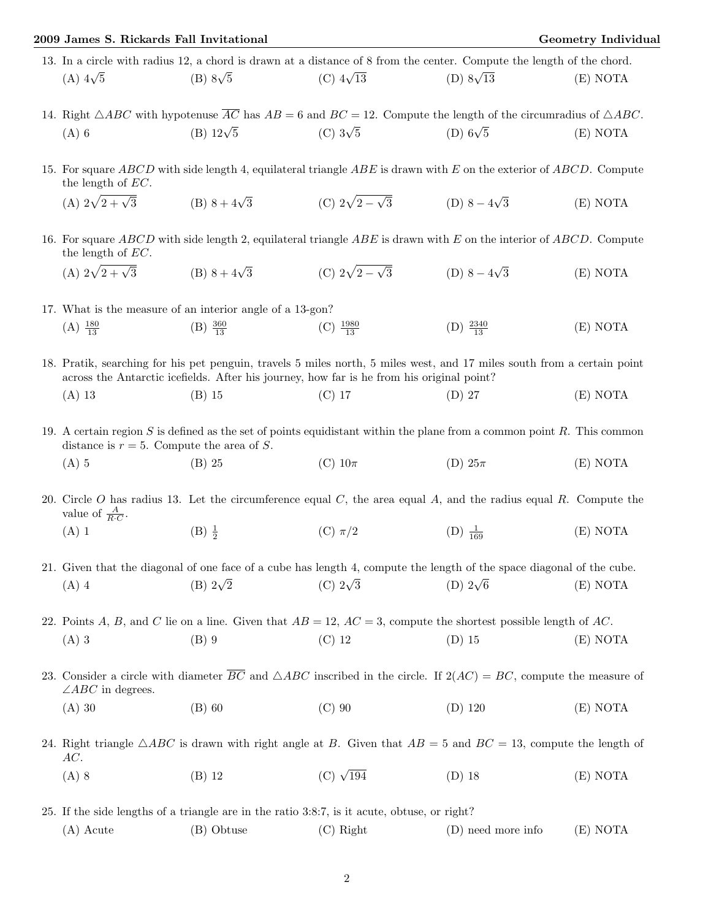13. In a circle with radius 12, a chord is drawn at a distance of 8 from the center. Compute the length of the chord.

(A) $4\sqrt{5}$ (B) $8\sqrt{5}$ (C) $4\sqrt{13}$ (D) $8\sqrt{13}$ (E) NOTA

14. Right $\triangle ABC$ with hypotenuse $\overline{AC}$ has $AB = 6$ and $BC = 12$. Compute the length of the circumradius of $\triangle ABC$.

(A) 6 (B) $12\sqrt{5}$ (C) $3\sqrt{5}$ (D) $6\sqrt{5}$ (E) NOTA

15. For square $ABCD$ with side length 4, equilateral triangle $ABE$ is drawn with $E$ on the exterior of $ABCD$. Compute the length of $EC$.

(A) $2\sqrt{2+\sqrt{3}}$ (B) $8+4\sqrt{3}$ (C) $2\sqrt{2-\sqrt{3}}$ (D) $8-4\sqrt{3}$ (E) NOTA

16. For square $ABCD$ with side length 2, equilateral triangle $ABE$ is drawn with $E$ on the interior of $ABCD$. Compute the length of $EC$.

(A) $2\sqrt{2+\sqrt{3}}$ (B) $8+4\sqrt{3}$ (C) $2\sqrt{2-\sqrt{3}}$ (D) $8-4\sqrt{3}$ (E) NOTA

17. What is the measure of an interior angle of a 13-gon?

(A) $\frac{180}{13}$ (B) $\frac{360}{13}$ (C) $\frac{1980}{13}$ (D) $\frac{2340}{13}$ (E) NOTA

18. Pratik, searching for his pet penguin, travels 5 miles north, 5 miles west, and 17 miles south from a certain point across the Antarctic icefields. After his journey, how far is he from his original point?

(A) 13 (B) 15 (C) 17 (D) 27 (E) NOTA

19. A certain region $S$ is defined as the set of points equidistant within the plane from a common point $R$. This common distance is $r = 5$. Compute the area of $S$.

(A) 5 (B) 25 (C) $10\pi$ (D) $25\pi$ (E) NOTA

20. Circle $O$ has radius 13. Let the circumference equal $C$, the area equal $A$, and the radius equal $R$. Compute the value of $\frac{A}{R \cdot C}$.

(A) 1 (B) $\frac{1}{2}$ (C) $\pi/2$ (D) $\frac{1}{169}$ (E) NOTA

21. Given that the diagonal of one face of a cube has length 4, compute the length of the space diagonal of the cube.

(A) 4 (B) $2\sqrt{2}$ (C) $2\sqrt{3}$ (D) $2\sqrt{6}$ (E) NOTA

22. Points $A$, $B$, and $C$ lie on a line. Given that $AB = 12$, $AC = 3$, compute the shortest possible length of $AC$.

(A) 3 (B) 9 (C) 12 (D) 15 (E) NOTA

23. Consider a circle with diameter $\overline{BC}$ and $\triangle ABC$ inscribed in the circle. If $2(AC) = BC$, compute the measure of $\angle ABC$ in degrees.

(A) 30 (B) 60 (C) 90 (D) 120 (E) NOTA

24. Right triangle $\triangle ABC$ is drawn with right angle at $B$. Given that $AB = 5$ and $BC = 13$, compute the length of $AC$.

(A) 8 (B) 12 (C) $\sqrt{194}$ (D) 18 (E) NOTA

25. If the side lengths of a triangle are in the ratio 3:8:7, is it acute, obtuse, or right?

(A) Acute (B) Obtuse (C) Right (D) need more info (E) NOTA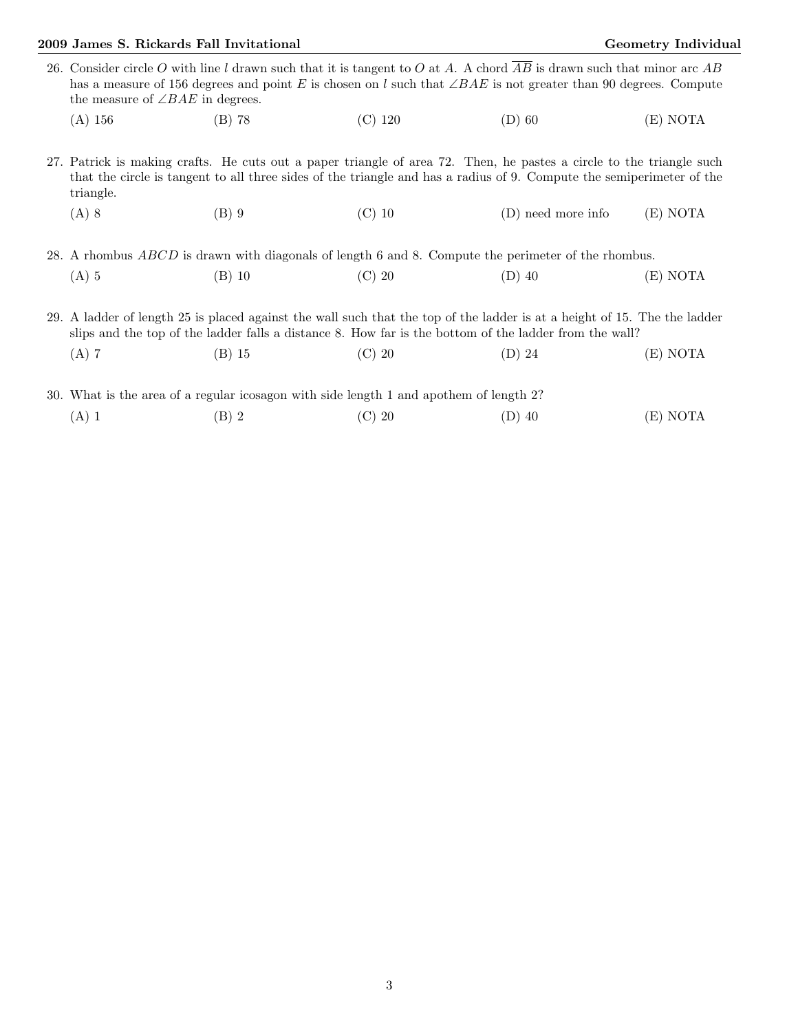26. Consider circle $O$ with line $l$ drawn such that it is tangent to $O$ at $A$. A chord $\overline{AB}$ is drawn such that minor arc $AB$ has a measure of 156 degrees and point $E$ is chosen on $l$ such that $\angle BAE$ is not greater than 90 degrees. Compute the measure of $\angle BAE$ in degrees.

   (A) 156 (B) 78 (C) 120 (D) 60 (E) NOTA

27. Patrick is making crafts. He cuts out a paper triangle of area 72. Then, he pastes a circle to the triangle such that the circle is tangent to all three sides of the triangle and has a radius of 9. Compute the semiperimeter of the triangle.

   (A) 8 (B) 9 (C) 10 (D) need more info (E) NOTA

28. A rhombus $ABCD$ is drawn with diagonals of length 6 and 8. Compute the perimeter of the rhombus.

   (A) 5 (B) 10 (C) 20 (D) 40 (E) NOTA

29. A ladder of length 25 is placed against the wall such that the top of the ladder is at a height of 15. The the ladder slips and the top of the ladder falls a distance 8. How far is the bottom of the ladder from the wall?

   (A) 7 (B) 15 (C) 20 (D) 24 (E) NOTA

30. What is the area of a regular icosagon with side length 1 and apothem of length 2?

   (A) 1 (B) 2 (C) 20 (D) 40 (E) NOTA